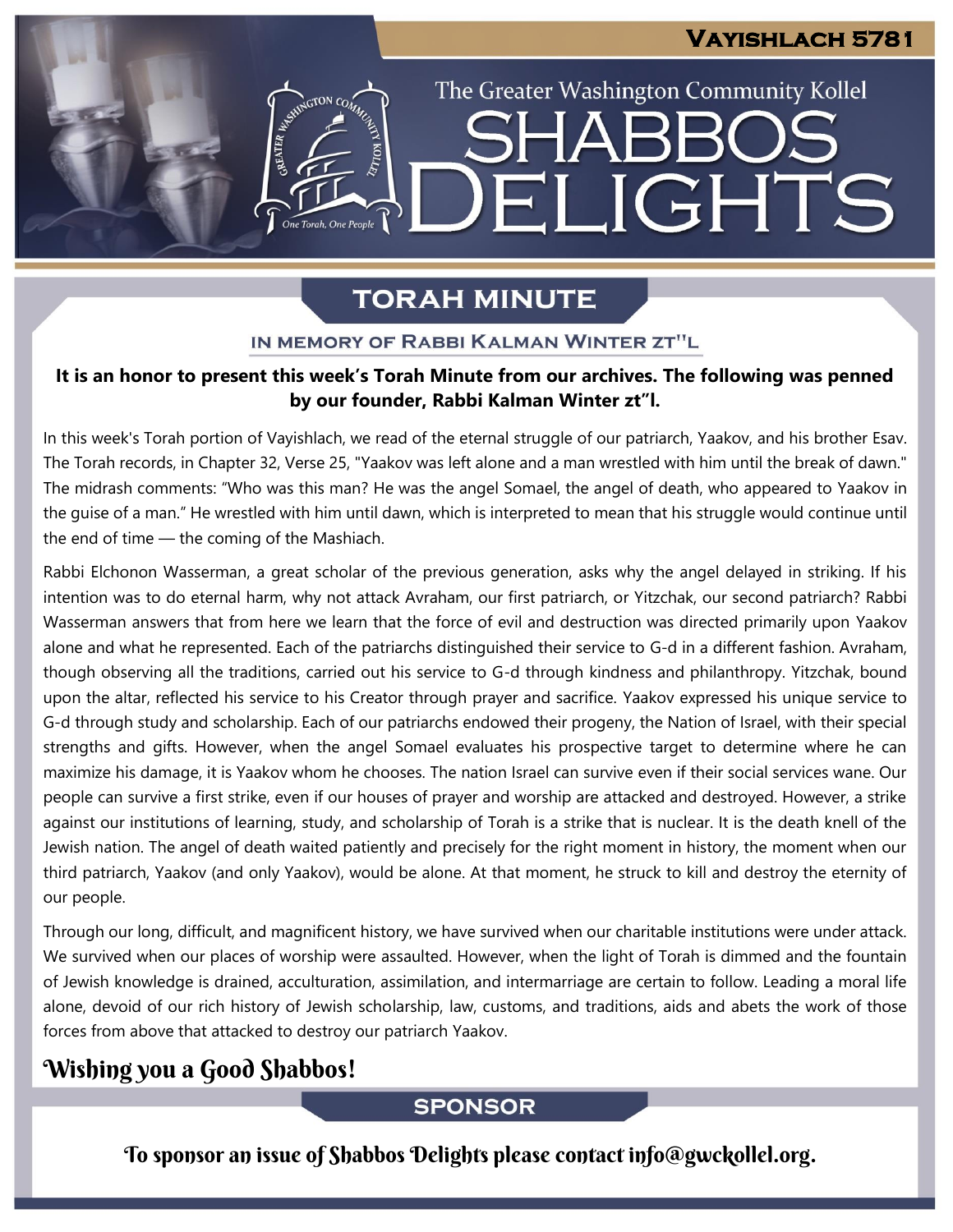# Vayishlach 5781

## The Greater Washington Community Kollel

# SHABBOS DELIGHTS

## TORAH MINUTE

### IN MEMORY OF RABBI KALMAN WINTER ZT"L

**It is an honor to present this week's Torah Minute from our archives. The following was penned by our founder, Rabbi Kalman Winter zt"l.**

In this week's Torah portion of Vayishlach, we read of the eternal struggle of our patriarch, Yaakov, and his brother Esav. The Torah records, in Chapter 32, Verse 25, "Yaakov was left alone and a man wrestled with him until the break of dawn." The midrash comments: "Who was this man? He was the angel Somael, the angel of death, who appeared to Yaakov in the guise of a man." He wrestled with him until dawn, which is interpreted to mean that his struggle would continue until the end of time — the coming of the Mashiach.

Rabbi Elchonon Wasserman, a great scholar of the previous generation, asks why the angel delayed in striking. If his intention was to do eternal harm, why not attack Avraham, our first patriarch, or Yitzchak, our second patriarch? Rabbi Wasserman answers that from here we learn that the force of evil and destruction was directed primarily upon Yaakov alone and what he represented. Each of the patriarchs distinguished their service to G-d in a different fashion. Avraham, though observing all the traditions, carried out his service to G-d through kindness and philanthropy. Yitzchak, bound upon the altar, reflected his service to his Creator through prayer and sacrifice. Yaakov expressed his unique service to G-d through study and scholarship. Each of our patriarchs endowed their progeny, the Nation of Israel, with their special strengths and gifts. However, when the angel Somael evaluates his prospective target to determine where he can maximize his damage, it is Yaakov whom he chooses. The nation Israel can survive even if their social services wane. Our people can survive a first strike, even if our houses of prayer and worship are attacked and destroyed. However, a strike against our institutions of learning, study, and scholarship of Torah is a strike that is nuclear. It is the death knell of the Jewish nation. The angel of death waited patiently and precisely for the right moment in history, the moment when our third patriarch, Yaakov (and only Yaakov), would be alone. At that moment, he struck to kill and destroy the eternity of our people.

Through our long, difficult, and magnificent history, we have survived when our charitable institutions were under attack. We survived when our places of worship were assaulted. However, when the light of Torah is dimmed and the fountain of Jewish knowledge is drained, acculturation, assimilation, and intermarriage are certain to follow. Leading a moral life alone, devoid of our rich history of Jewish scholarship, law, customs, and traditions, aids and abets the work of those forces from above that attacked to destroy our patriarch Yaakov.

**Wishing you a Good Shabbos!**

## SPONSOR

To sponsor an issue of Shabbos Delights please contact info@gwckollel.org.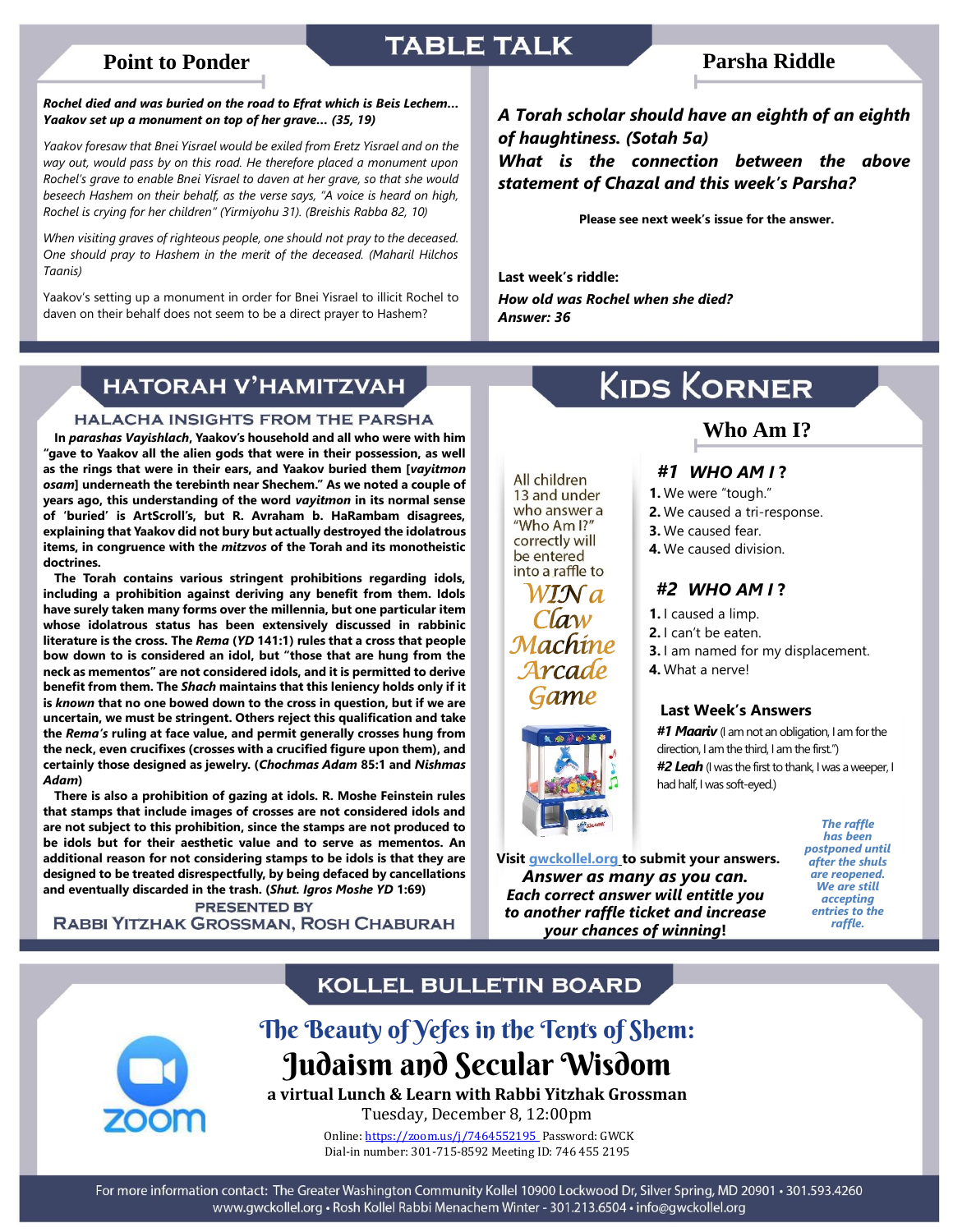# TABLE TALK

## Point to Ponder

***Rochel died and was buried on the road to Efrat which is Beis Lechem... Yaakov set up a monument on top of her grave... (35, 19)***

*Yaakov foresaw that Bnei Yisrael would be exiled from Eretz Yisrael and on the way out, would pass by on this road. He therefore placed a monument upon Rochel's grave to enable Bnei Yisrael to daven at her grave, so that she would beseech Hashem on their behalf, as the verse says, "A voice is heard on high, Rochel is crying for her children" (Yirmiyohu 31). (Breishis Rabba 82, 10)*

*When visiting graves of righteous people, one should not pray to the deceased. One should pray to Hashem in the merit of the deceased. (Maharil Hilchos Taanis)*

Yaakov's setting up a monument in order for Bnei Yisrael to illicit Rochel to daven on their behalf does not seem to be a direct prayer to Hashem?

## Parsha Riddle

***A Torah scholar should have an eighth of an eighth of haughtiness. (Sotah 5a)***

***What is the connection between the above statement of Chazal and this week's Parsha?***

**Please see next week's issue for the answer.**

**Last week's riddle:**

***How old was Rochel when she died?***

***Answer: 36***

# HATORAH V'HAMITZVAH

## HALACHA INSIGHTS FROM THE PARSHA

**In *parashas Vayishlach*, Yaakov's household and all who were with him "gave to Yaakov all the alien gods that were in their possession, as well as the rings that were in their ears, and Yaakov buried them [*vayitmon osam*] underneath the terebinth near Shechem." As we noted a couple of years ago, this understanding of the word *vayitmon* in its normal sense of 'buried' is ArtScroll's, but R. Avraham b. HaRambam disagrees, explaining that Yaakov did not bury but actually destroyed the idolatrous items, in congruence with the *mitzvos* of the Torah and its monotheistic doctrines.**

**The Torah contains various stringent prohibitions regarding idols, including a prohibition against deriving any benefit from them. Idols have surely taken many forms over the millennia, but one particular item whose idolatrous status has been extensively discussed in rabbinic literature is the cross. The *Rema* (*YD* 141:1) rules that a cross that people bow down to is considered an idol, but "those that are hung from the neck as mementos" are not considered idols, and it is permitted to derive benefit from them. The *Shach* maintains that this leniency holds only if it is *known* that no one bowed down to the cross in question, but if we are uncertain, we must be stringent. Others reject this qualification and take the *Rema's* ruling at face value, and permit generally crosses hung from the neck, even crucifixes (crosses with a crucified figure upon them), and certainly those designed as jewelry. (*Chochmas Adam* 85:1 and *Nishmas Adam*)**

**There is also a prohibition of gazing at idols. R. Moshe Feinstein rules that stamps that include images of crosses are not considered idols and are not subject to this prohibition, since the stamps are not produced to be idols but for their aesthetic value and to serve as mementos. An additional reason for not considering stamps to be idols is that they are designed to be treated disrespectfully, by being defaced by cancellations and eventually discarded in the trash. (*Shut. Igros Moshe YD* 1:69)**

PRESENTED BY
RABBI YITZHAK GROSSMAN, ROSH CHABURAH

# KIDS KORNER

## Who Am I?

All children 13 and under who answer a "Who Am I?" correctly will be entered into a raffle to

WIN a Claw Machine Arcade Game

### #1 WHO AM I?

1. We were "tough."
2. We caused a tri-response.
3. We caused fear.
4. We caused division.

### #2 WHO AM I?

1. I caused a limp.
2. I can't be eaten.
3. I am named for my displacement.
4. What a nerve!

### Last Week's Answers

***#1 Maariv*** (I am not an obligation, I am for the direction, I am the third, I am the first.")

***#2 Leah*** (I was the first to thank, I was a weeper, I had half, I was soft-eyed.)

**Visit gwckollel.org to submit your answers.**
***Answer as many as you can.***
***Each correct answer will entitle you to another raffle ticket and increase your chances of winning!***

***The raffle has been postponed until after the shuls are reopened. We are still accepting entries to the raffle.***

# KOLLEL BULLETIN BOARD

## The Beauty of Yefes in the Tents of Shem:
## Judaism and Secular Wisdom

**a virtual Lunch & Learn with Rabbi Yitzhak Grossman**

Tuesday, December 8, 12:00pm

Online: https://zoom.us/j/7464552195 Password: GWCK
Dial-in number: 301-715-8592 Meeting ID: 746 455 2195

For more information contact: The Greater Washington Community Kollel 10900 Lockwood Dr, Silver Spring, MD 20901 • 301.593.4260
www.gwckollel.org • Rosh Kollel Rabbi Menachem Winter - 301.213.6504 • info@gwckollel.org